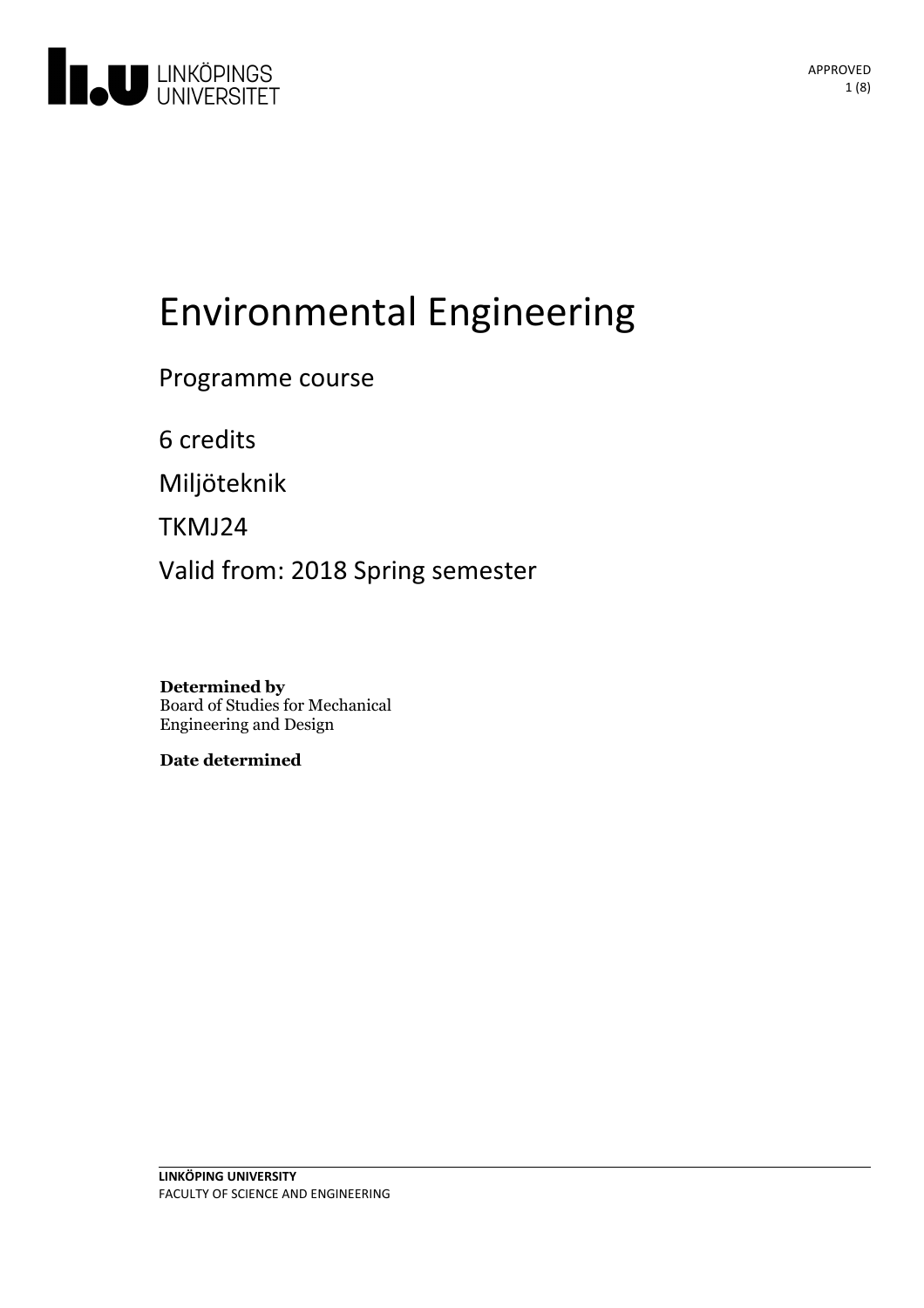# Environmental Engineering

Programme course

6 credits

Miljöteknik

TKMJ24

Valid from: 2018 Spring semester

**Determined by**
Board of Studies for Mechanical Engineering and Design

**Date determined**

**LINKÖPING UNIVERSITY**
FACULTY OF SCIENCE AND ENGINEERING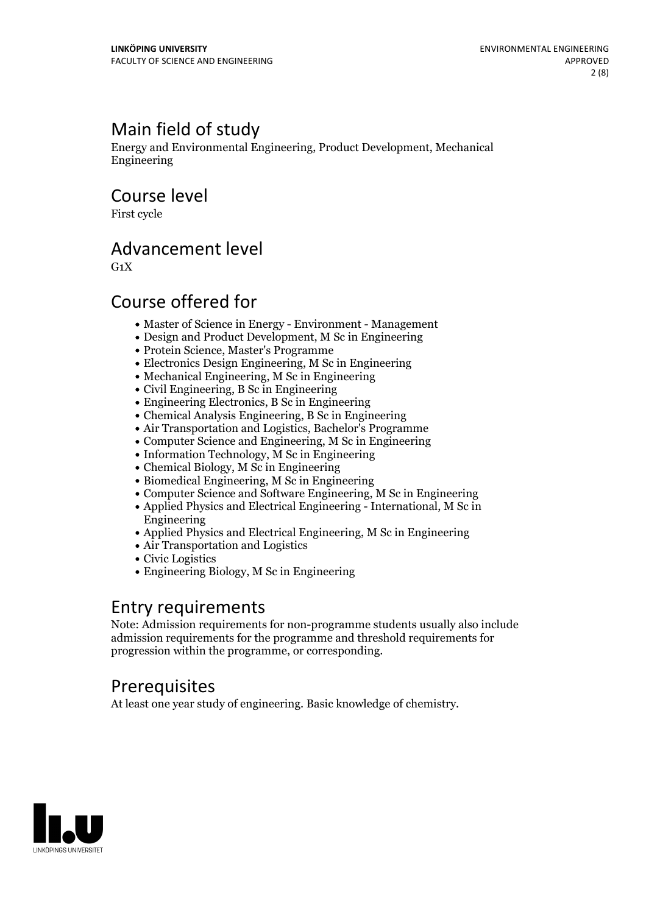## Main field of study

Energy and Environmental Engineering, Product Development, Mechanical Engineering

## Course level

First cycle

## Advancement level

G1X

## Course offered for

- Master of Science in Energy - Environment - Management
- Design and Product Development, M Sc in Engineering
- Protein Science, Master's Programme
- Electronics Design Engineering, M Sc in Engineering
- Mechanical Engineering, M Sc in Engineering
- Civil Engineering, B Sc in Engineering
- Engineering Electronics, B Sc in Engineering
- Chemical Analysis Engineering, B Sc in Engineering
- Air Transportation and Logistics, Bachelor's Programme
- Computer Science and Engineering, M Sc in Engineering
- Information Technology, M Sc in Engineering
- Chemical Biology, M Sc in Engineering
- Biomedical Engineering, M Sc in Engineering
- Computer Science and Software Engineering, M Sc in Engineering
- Applied Physics and Electrical Engineering - International, M Sc in Engineering
- Applied Physics and Electrical Engineering, M Sc in Engineering
- Air Transportation and Logistics
- Civic Logistics
- Engineering Biology, M Sc in Engineering

## Entry requirements

Note: Admission requirements for non-programme students usually also include admission requirements for the programme and threshold requirements for progression within the programme, or corresponding.

## Prerequisites

At least one year study of engineering. Basic knowledge of chemistry.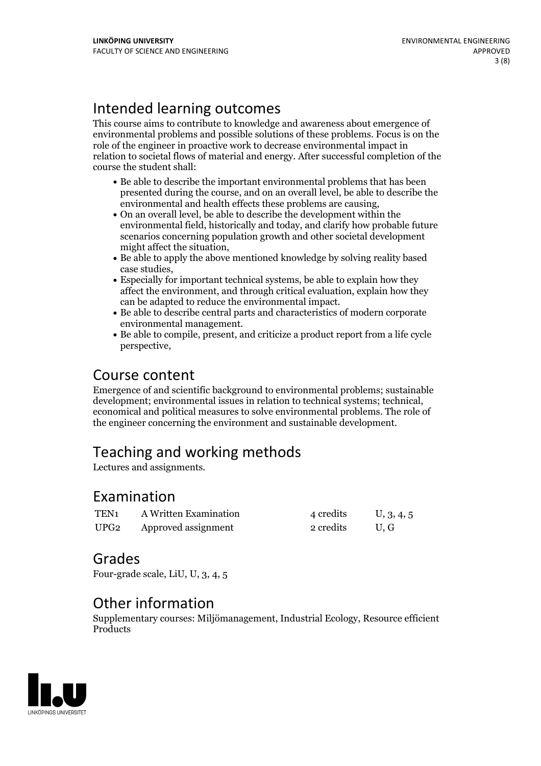## Intended learning outcomes

This course aims to contribute to knowledge and awareness about emergence of environmental problems and possible solutions of these problems. Focus is on the role of the engineer in proactive work to decrease environmental impact in relation to societal flows of material and energy. After successful completion of the course the student shall:

- Be able to describe the important environmental problems that has been presented during the course, and on an overall level, be able to describe the environmental and health effects these problems are causing,
- On an overall level, be able to describe the development within the environmental field, historically and today, and clarify how probable future scenarios concerning population growth and other societal development might affect the situation,
- Be able to apply the above mentioned knowledge by solving reality based case studies,
- Especially for important technical systems, be able to explain how they affect the environment, and through critical evaluation, explain how they can be adapted to reduce the environmental impact.
- Be able to describe central parts and characteristics of modern corporate environmental management.
- Be able to compile, present, and criticize a product report from a life cycle perspective,

## Course content

Emergence of and scientific background to environmental problems; sustainable development; environmental issues in relation to technical systems; technical, economical and political measures to solve environmental problems. The role of the engineer concerning the environment and sustainable development.

## Teaching and working methods

Lectures and assignments.

## Examination

| | | | |
|---|---|---|---|
| TEN1 | A Written Examination | 4 credits | U, 3, 4, 5 |
| UPG2 | Approved assignment | 2 credits | U, G |

## Grades

Four-grade scale, LiU, U, 3, 4, 5

## Other information

Supplementary courses: Miljömanagement, Industrial Ecology, Resource efficient Products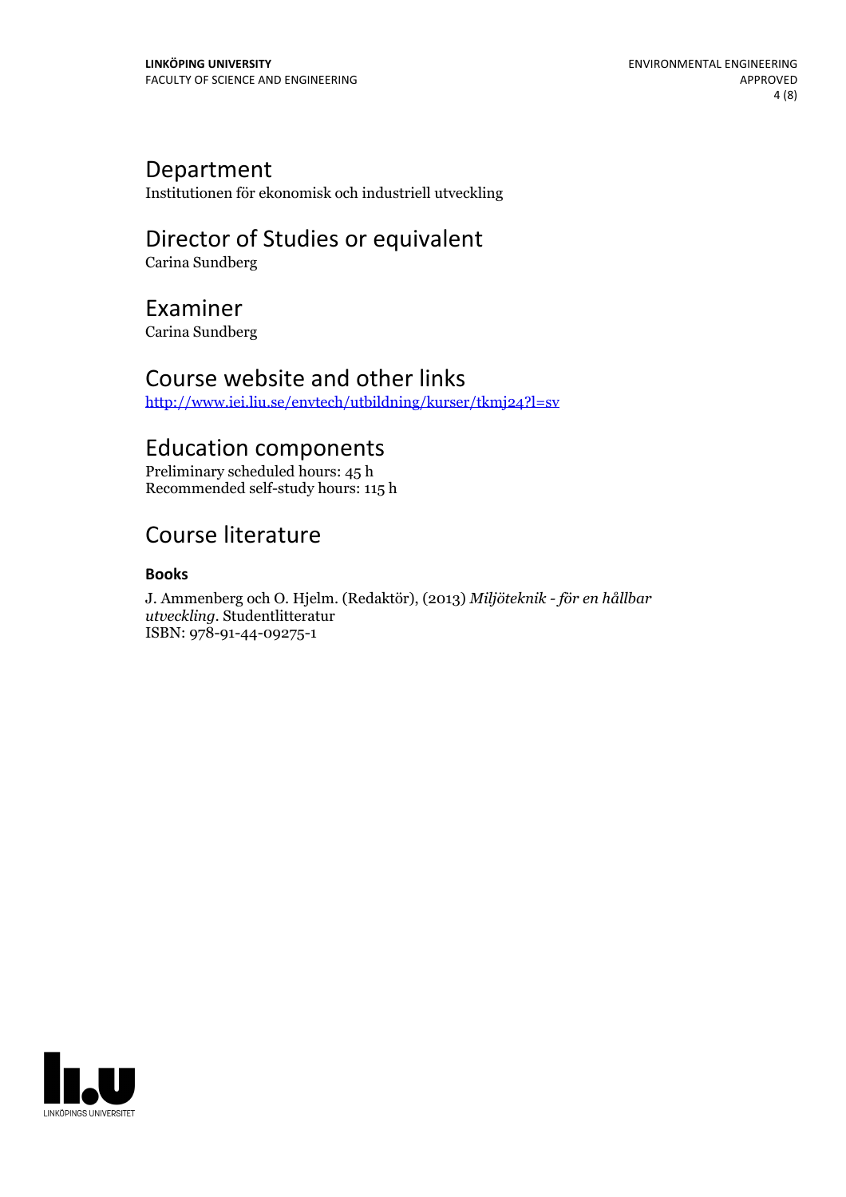## Department

Institutionen för ekonomisk och industriell utveckling

## Director of Studies or equivalent

Carina Sundberg

## Examiner

Carina Sundberg

## Course website and other links

http://www.iei.liu.se/envtech/utbildning/kurser/tkmj24?l=sv

## Education components

Preliminary scheduled hours: 45 h
Recommended self-study hours: 115 h

## Course literature

### Books

J. Ammenberg och O. Hjelm. (Redaktör), (2013) *Miljöteknik - för en hållbar utveckling*. Studentlitteratur
ISBN: 978-91-44-09275-1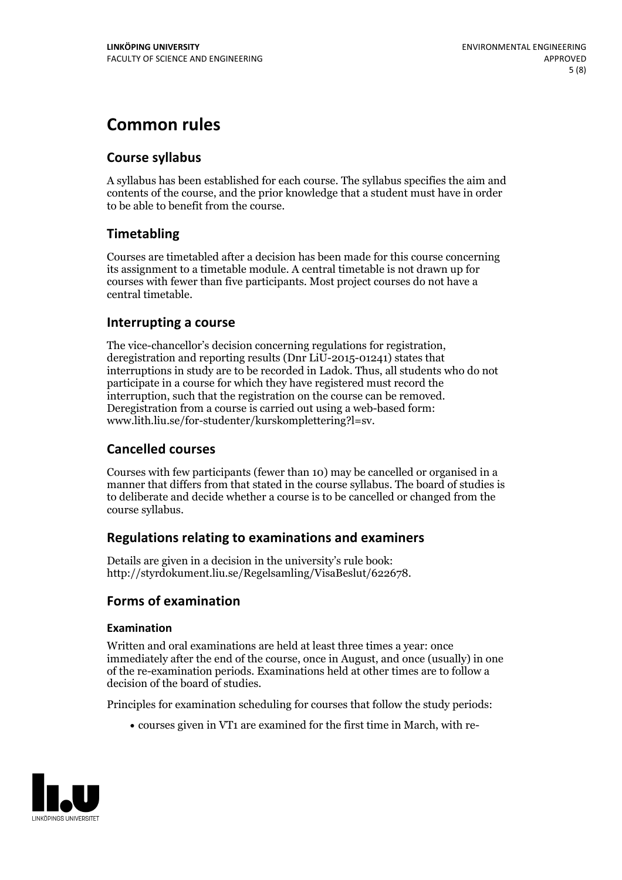# Common rules

## Course syllabus

A syllabus has been established for each course. The syllabus specifies the aim and contents of the course, and the prior knowledge that a student must have in order to be able to benefit from the course.

## Timetabling

Courses are timetabled after a decision has been made for this course concerning its assignment to a timetable module. A central timetable is not drawn up for courses with fewer than five participants. Most project courses do not have a central timetable.

## Interrupting a course

The vice-chancellor's decision concerning regulations for registration, deregistration and reporting results (Dnr LiU-2015-01241) states that interruptions in study are to be recorded in Ladok. Thus, all students who do not participate in a course for which they have registered must record the interruption, such that the registration on the course can be removed. Deregistration from a course is carried out using a web-based form: www.lith.liu.se/for-studenter/kurskomplettering?l=sv.

## Cancelled courses

Courses with few participants (fewer than 10) may be cancelled or organised in a manner that differs from that stated in the course syllabus. The board of studies is to deliberate and decide whether a course is to be cancelled or changed from the course syllabus.

## Regulations relating to examinations and examiners

Details are given in a decision in the university's rule book: http://styrdokument.liu.se/Regelsamling/VisaBeslut/622678.

## Forms of examination

### Examination

Written and oral examinations are held at least three times a year: once immediately after the end of the course, once in August, and once (usually) in one of the re-examination periods. Examinations held at other times are to follow a decision of the board of studies.

Principles for examination scheduling for courses that follow the study periods:

- courses given in VT1 are examined for the first time in March, with re-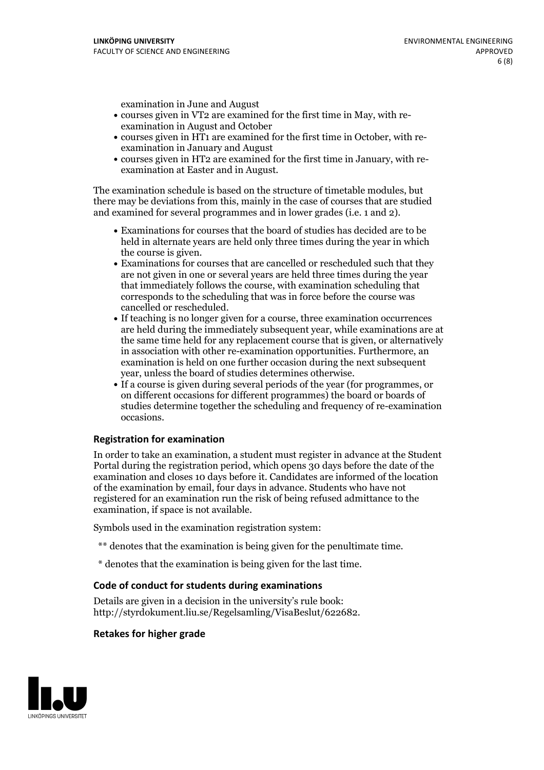examination in June and August
- courses given in VT2 are examined for the first time in May, with re-examination in August and October
- courses given in HT1 are examined for the first time in October, with re-examination in January and August
- courses given in HT2 are examined for the first time in January, with re-examination at Easter and in August.

The examination schedule is based on the structure of timetable modules, but there may be deviations from this, mainly in the case of courses that are studied and examined for several programmes and in lower grades (i.e. 1 and 2).

- Examinations for courses that the board of studies has decided are to be held in alternate years are held only three times during the year in which the course is given.
- Examinations for courses that are cancelled or rescheduled such that they are not given in one or several years are held three times during the year that immediately follows the course, with examination scheduling that corresponds to the scheduling that was in force before the course was cancelled or rescheduled.
- If teaching is no longer given for a course, three examination occurrences are held during the immediately subsequent year, while examinations are at the same time held for any replacement course that is given, or alternatively in association with other re-examination opportunities. Furthermore, an examination is held on one further occasion during the next subsequent year, unless the board of studies determines otherwise.
- If a course is given during several periods of the year (for programmes, or on different occasions for different programmes) the board or boards of studies determine together the scheduling and frequency of re-examination occasions.

### Registration for examination

In order to take an examination, a student must register in advance at the Student Portal during the registration period, which opens 30 days before the date of the examination and closes 10 days before it. Candidates are informed of the location of the examination by email, four days in advance. Students who have not registered for an examination run the risk of being refused admittance to the examination, if space is not available.

Symbols used in the examination registration system:

** denotes that the examination is being given for the penultimate time.

* denotes that the examination is being given for the last time.

### Code of conduct for students during examinations

Details are given in a decision in the university's rule book: http://styrdokument.liu.se/Regelsamling/VisaBeslut/622682.

### Retakes for higher grade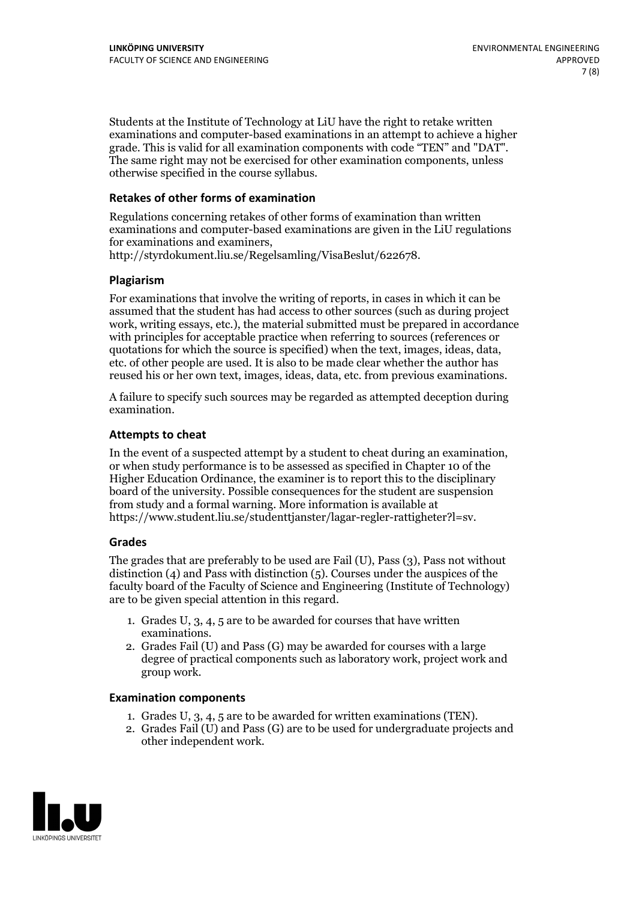Students at the Institute of Technology at LiU have the right to retake written examinations and computer-based examinations in an attempt to achieve a higher grade. This is valid for all examination components with code "TEN" and "DAT". The same right may not be exercised for other examination components, unless otherwise specified in the course syllabus.

### Retakes of other forms of examination

Regulations concerning retakes of other forms of examination than written examinations and computer-based examinations are given in the LiU regulations for examinations and examiners, http://styrdokument.liu.se/Regelsamling/VisaBeslut/622678.

### Plagiarism

For examinations that involve the writing of reports, in cases in which it can be assumed that the student has had access to other sources (such as during project work, writing essays, etc.), the material submitted must be prepared in accordance with principles for acceptable practice when referring to sources (references or quotations for which the source is specified) when the text, images, ideas, data, etc. of other people are used. It is also to be made clear whether the author has reused his or her own text, images, ideas, data, etc. from previous examinations.

A failure to specify such sources may be regarded as attempted deception during examination.

### Attempts to cheat

In the event of a suspected attempt by a student to cheat during an examination, or when study performance is to be assessed as specified in Chapter 10 of the Higher Education Ordinance, the examiner is to report this to the disciplinary board of the university. Possible consequences for the student are suspension from study and a formal warning. More information is available at https://www.student.liu.se/studenttjanster/lagar-regler-rattigheter?l=sv.

### Grades

The grades that are preferably to be used are Fail (U), Pass (3), Pass not without distinction (4) and Pass with distinction (5). Courses under the auspices of the faculty board of the Faculty of Science and Engineering (Institute of Technology) are to be given special attention in this regard.

1. Grades U, 3, 4, 5 are to be awarded for courses that have written examinations.
2. Grades Fail (U) and Pass (G) may be awarded for courses with a large degree of practical components such as laboratory work, project work and group work.

### Examination components

1. Grades U, 3, 4, 5 are to be awarded for written examinations (TEN).
2. Grades Fail (U) and Pass (G) are to be used for undergraduate projects and other independent work.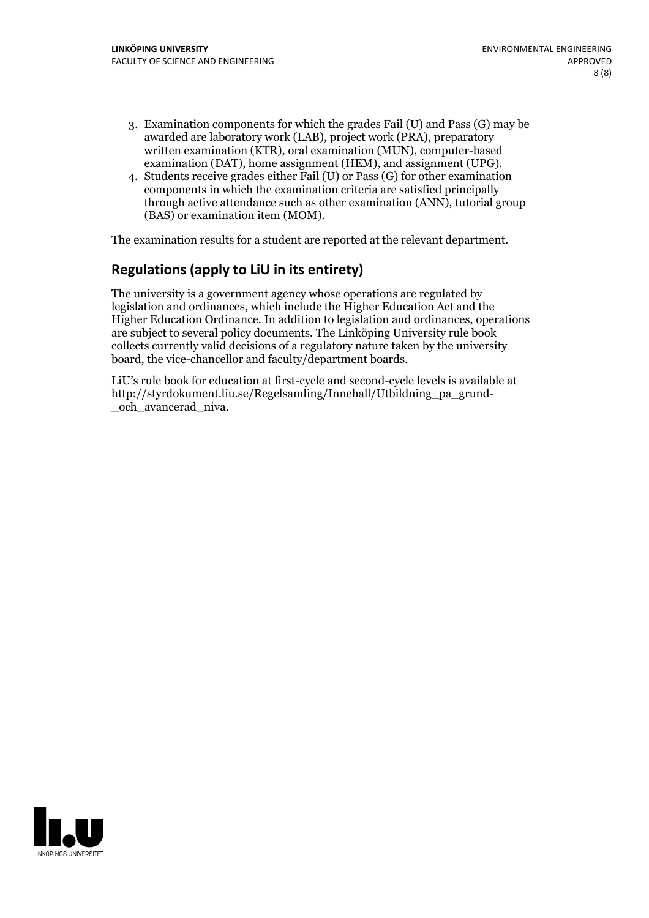3. Examination components for which the grades Fail (U) and Pass (G) may be awarded are laboratory work (LAB), project work (PRA), preparatory written examination (KTR), oral examination (MUN), computer-based examination (DAT), home assignment (HEM), and assignment (UPG).
4. Students receive grades either Fail (U) or Pass (G) for other examination components in which the examination criteria are satisfied principally through active attendance such as other examination (ANN), tutorial group (BAS) or examination item (MOM).

The examination results for a student are reported at the relevant department.

## Regulations (apply to LiU in its entirety)

The university is a government agency whose operations are regulated by legislation and ordinances, which include the Higher Education Act and the Higher Education Ordinance. In addition to legislation and ordinances, operations are subject to several policy documents. The Linköping University rule book collects currently valid decisions of a regulatory nature taken by the university board, the vice-chancellor and faculty/department boards.

LiU's rule book for education at first-cycle and second-cycle levels is available at http://styrdokument.liu.se/Regelsamling/Innehall/Utbildning_pa_grund-_och_avancerad_niva.